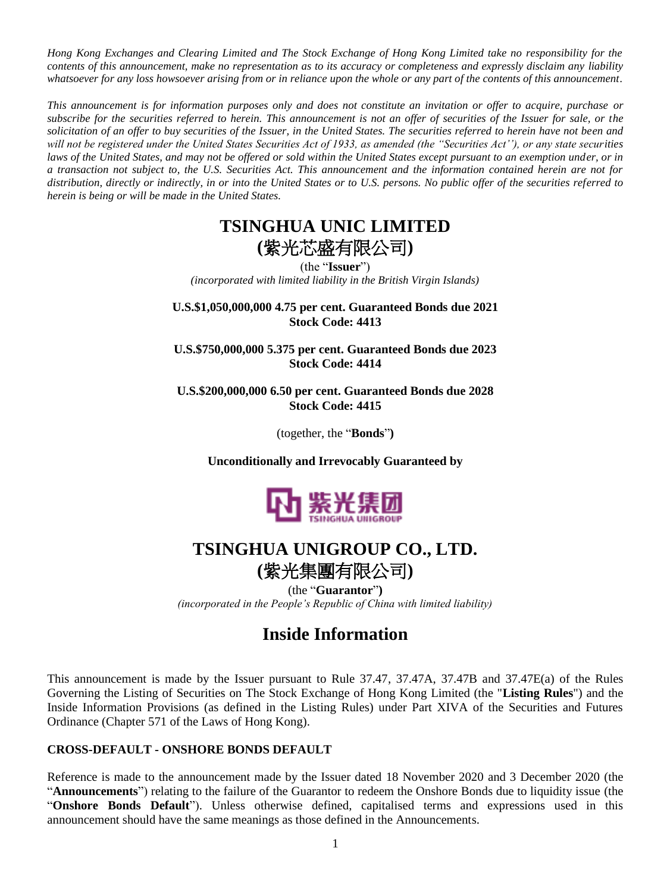*Hong Kong Exchanges and Clearing Limited and The Stock Exchange of Hong Kong Limited take no responsibility for the contents of this announcement, make no representation as to its accuracy or completeness and expressly disclaim any liability whatsoever for any loss howsoever arising from or in reliance upon the whole or any part of the contents of this announcement.*

*This announcement is for information purposes only and does not constitute an invitation or offer to acquire, purchase or subscribe for the securities referred to herein. This announcement is not an offer of securities of the Issuer for sale, or the solicitation of an offer to buy securities of the Issuer, in the United States. The securities referred to herein have not been and will not be registered under the United States Securities Act of 1933, as amended (the "Securities Act''), or any state securities laws of the United States, and may not be offered or sold within the United States except pursuant to an exemption under, or in a transaction not subject to, the U.S. Securities Act. This announcement and the information contained herein are not for distribution, directly or indirectly, in or into the United States or to U.S. persons. No public offer of the securities referred to herein is being or will be made in the United States.*

# TSINGHUA UNIC LIMITED
# (紫光芯盛有限公司)

(the "**Issuer**")

*(incorporated with limited liability in the British Virgin Islands)*

**U.S.$1,050,000,000 4.75 per cent. Guaranteed Bonds due 2021**
**Stock Code: 4413**

**U.S.$750,000,000 5.375 per cent. Guaranteed Bonds due 2023**
**Stock Code: 4414**

**U.S.$200,000,000 6.50 per cent. Guaranteed Bonds due 2028**
**Stock Code: 4415**

(together, the "**Bonds**")

**Unconditionally and Irrevocably Guaranteed by**

紫光集团
TSINGHUA UNIGROUP

# TSINGHUA UNIGROUP CO., LTD.
# (紫光集團有限公司)

(the "**Guarantor**")

*(incorporated in the People's Republic of China with limited liability)*

# Inside Information

This announcement is made by the Issuer pursuant to Rule 37.47, 37.47A, 37.47B and 37.47E(a) of the Rules Governing the Listing of Securities on The Stock Exchange of Hong Kong Limited (the "**Listing Rules**") and the Inside Information Provisions (as defined in the Listing Rules) under Part XIVA of the Securities and Futures Ordinance (Chapter 571 of the Laws of Hong Kong).

**CROSS-DEFAULT - ONSHORE BONDS DEFAULT**

Reference is made to the announcement made by the Issuer dated 18 November 2020 and 3 December 2020 (the "**Announcements**") relating to the failure of the Guarantor to redeem the Onshore Bonds due to liquidity issue (the "**Onshore Bonds Default**"). Unless otherwise defined, capitalised terms and expressions used in this announcement should have the same meanings as those defined in the Announcements.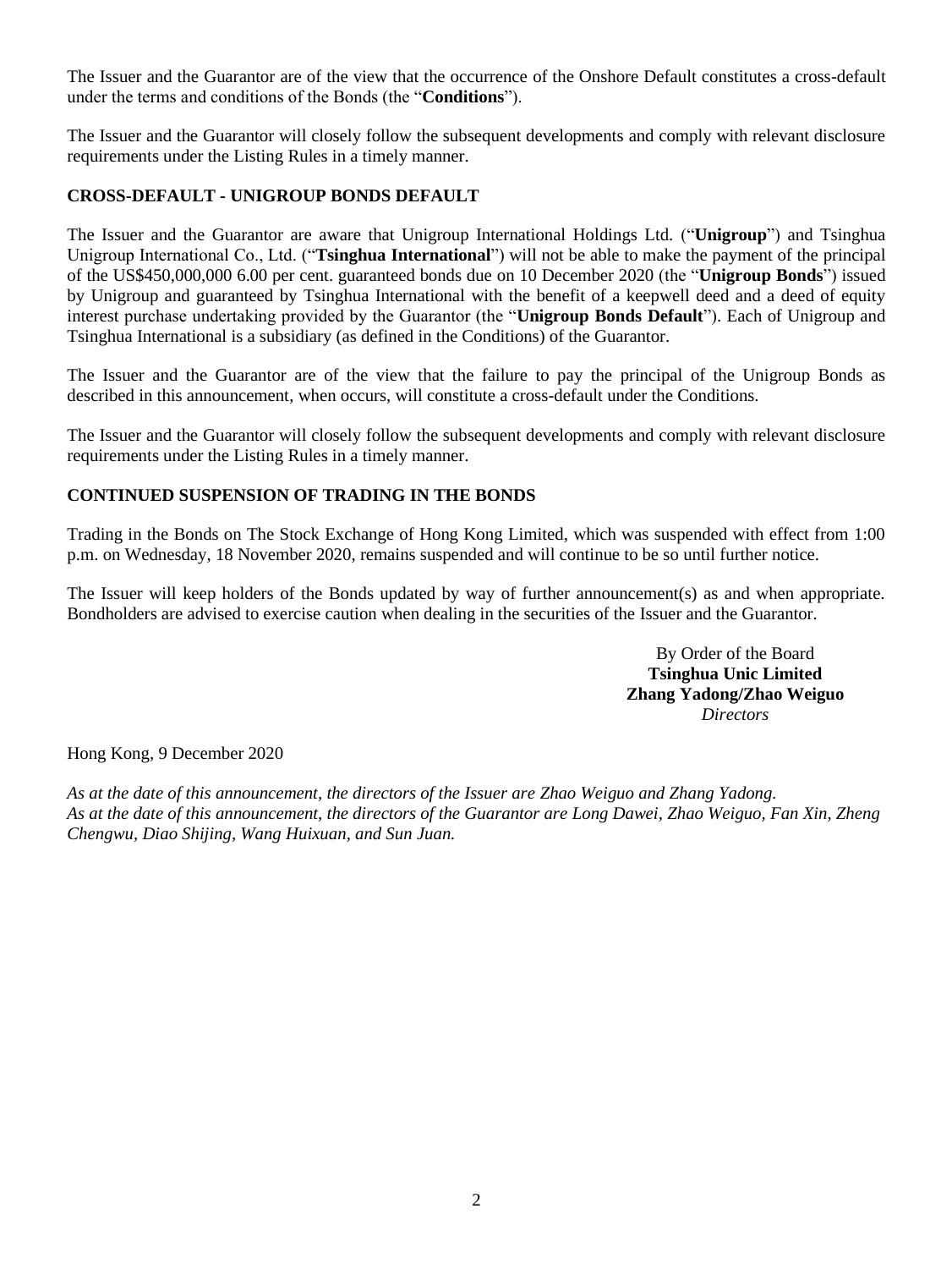The Issuer and the Guarantor are of the view that the occurrence of the Onshore Default constitutes a cross-default under the terms and conditions of the Bonds (the "**Conditions**").

The Issuer and the Guarantor will closely follow the subsequent developments and comply with relevant disclosure requirements under the Listing Rules in a timely manner.

**CROSS-DEFAULT - UNIGROUP BONDS DEFAULT**

The Issuer and the Guarantor are aware that Unigroup International Holdings Ltd. ("**Unigroup**") and Tsinghua Unigroup International Co., Ltd. ("**Tsinghua International**") will not be able to make the payment of the principal of the US$450,000,000 6.00 per cent. guaranteed bonds due on 10 December 2020 (the "**Unigroup Bonds**") issued by Unigroup and guaranteed by Tsinghua International with the benefit of a keepwell deed and a deed of equity interest purchase undertaking provided by the Guarantor (the "**Unigroup Bonds Default**"). Each of Unigroup and Tsinghua International is a subsidiary (as defined in the Conditions) of the Guarantor.

The Issuer and the Guarantor are of the view that the failure to pay the principal of the Unigroup Bonds as described in this announcement, when occurs, will constitute a cross-default under the Conditions.

The Issuer and the Guarantor will closely follow the subsequent developments and comply with relevant disclosure requirements under the Listing Rules in a timely manner.

**CONTINUED SUSPENSION OF TRADING IN THE BONDS**

Trading in the Bonds on The Stock Exchange of Hong Kong Limited, which was suspended with effect from 1:00 p.m. on Wednesday, 18 November 2020, remains suspended and will continue to be so until further notice.

The Issuer will keep holders of the Bonds updated by way of further announcement(s) as and when appropriate. Bondholders are advised to exercise caution when dealing in the securities of the Issuer and the Guarantor.

By Order of the Board
**Tsinghua Unic Limited**
**Zhang Yadong/Zhao Weiguo**
*Directors*

Hong Kong, 9 December 2020

*As at the date of this announcement, the directors of the Issuer are Zhao Weiguo and Zhang Yadong.*
*As at the date of this announcement, the directors of the Guarantor are Long Dawei, Zhao Weiguo, Fan Xin, Zheng Chengwu, Diao Shijing, Wang Huixuan, and Sun Juan.*